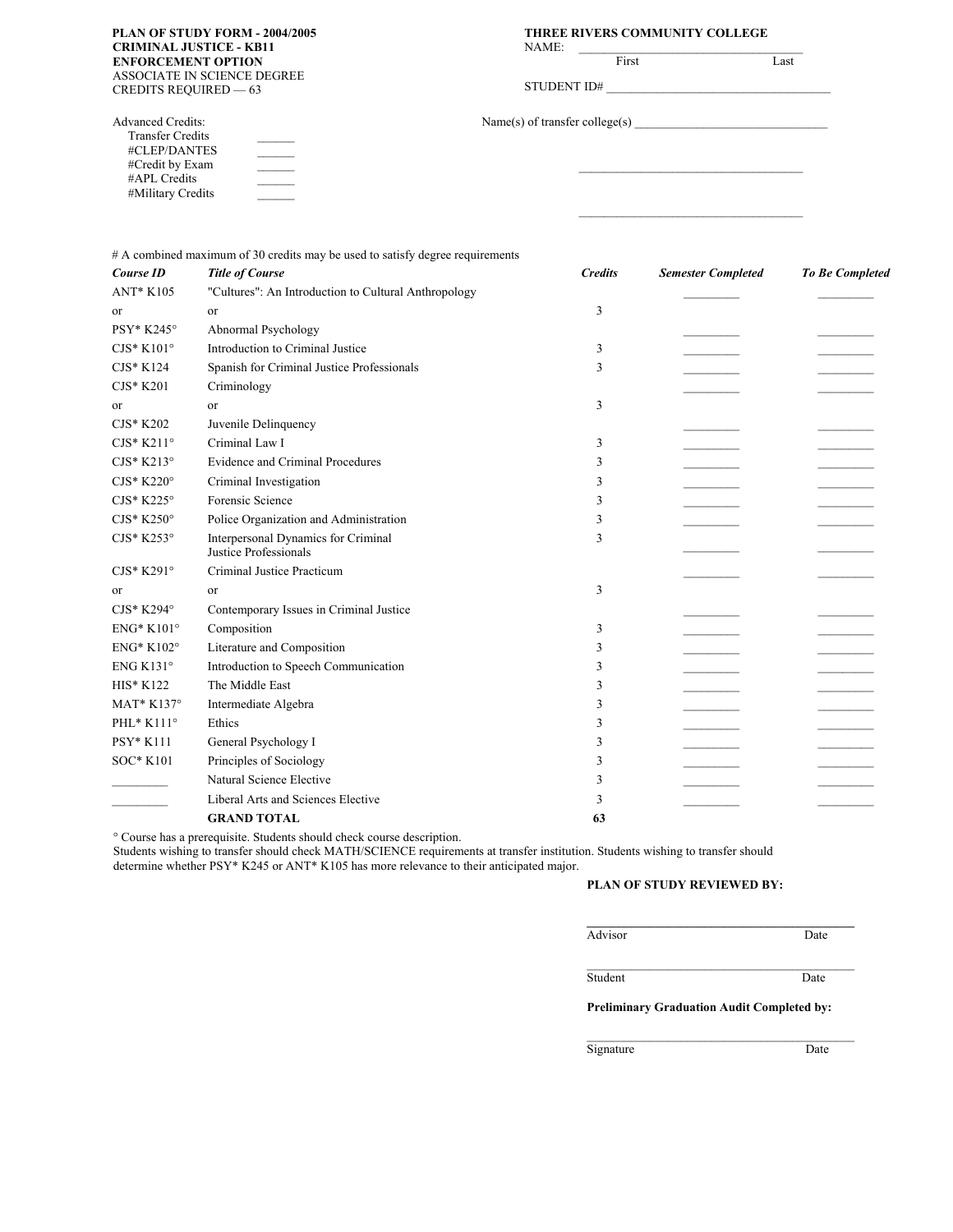**PLAN OF STUDY FORM - 2004/2005**
**CRIMINAL JUSTICE - KB11**
**ENFORCEMENT OPTION**
ASSOCIATE IN SCIENCE DEGREE
CREDITS REQUIRED — 63

**THREE RIVERS COMMUNITY COLLEGE**
NAME: ___________________________________
First Last

STUDENT ID# ___________________________________

Advanced Credits:
- Transfer Credits ______
- #CLEP/DANTES ______
- #Credit by Exam ______
- #APL Credits ______
- #Military Credits ______

Name(s) of transfer college(s) ______________________________

___________________________________

___________________________________

# A combined maximum of 30 credits may be used to satisfy degree requirements

| *Course ID* | *Title of Course* | *Credits* | *Semester Completed* | *To Be Completed* |
|---|---|---|---|---|
| ANT* K105 | "Cultures": An Introduction to Cultural Anthropology | | | |
| or | or | 3 | | |
| PSY* K245° | Abnormal Psychology | | _________ | _________ |
| CJS* K101° | Introduction to Criminal Justice | 3 | _________ | _________ |
| CJS* K124 | Spanish for Criminal Justice Professionals | 3 | _________ | _________ |
| CJS* K201 | Criminology | | | |
| or | or | 3 | | |
| CJS* K202 | Juvenile Delinquency | | _________ | _________ |
| CJS* K211° | Criminal Law I | 3 | _________ | _________ |
| CJS* K213° | Evidence and Criminal Procedures | 3 | _________ | _________ |
| CJS* K220° | Criminal Investigation | 3 | _________ | _________ |
| CJS* K225° | Forensic Science | 3 | _________ | _________ |
| CJS* K250° | Police Organization and Administration | 3 | _________ | _________ |
| CJS* K253° | Interpersonal Dynamics for Criminal Justice Professionals | 3 | _________ | _________ |
| CJS* K291° | Criminal Justice Practicum | | | |
| or | or | 3 | | |
| CJS* K294° | Contemporary Issues in Criminal Justice | | _________ | _________ |
| ENG* K101° | Composition | 3 | _________ | _________ |
| ENG* K102° | Literature and Composition | 3 | _________ | _________ |
| ENG K131° | Introduction to Speech Communication | 3 | _________ | _________ |
| HIS* K122 | The Middle East | 3 | _________ | _________ |
| MAT* K137° | Intermediate Algebra | 3 | _________ | _________ |
| PHL* K111° | Ethics | 3 | _________ | _________ |
| PSY* K111 | General Psychology I | 3 | _________ | _________ |
| SOC* K101 | Principles of Sociology | 3 | _________ | _________ |
| _________ | Natural Science Elective | 3 | _________ | _________ |
| _________ | Liberal Arts and Sciences Elective | 3 | _________ | _________ |
| | **GRAND TOTAL** | **63** | | |

° Course has a prerequisite. Students should check course description.
Students wishing to transfer should check MATH/SCIENCE requirements at transfer institution. Students wishing to transfer should determine whether PSY* K245 or ANT* K105 has more relevance to their anticipated major.

**PLAN OF STUDY REVIEWED BY:**

___________________________________
Advisor Date

___________________________________
Student Date

**Preliminary Graduation Audit Completed by:**

___________________________________
Signature Date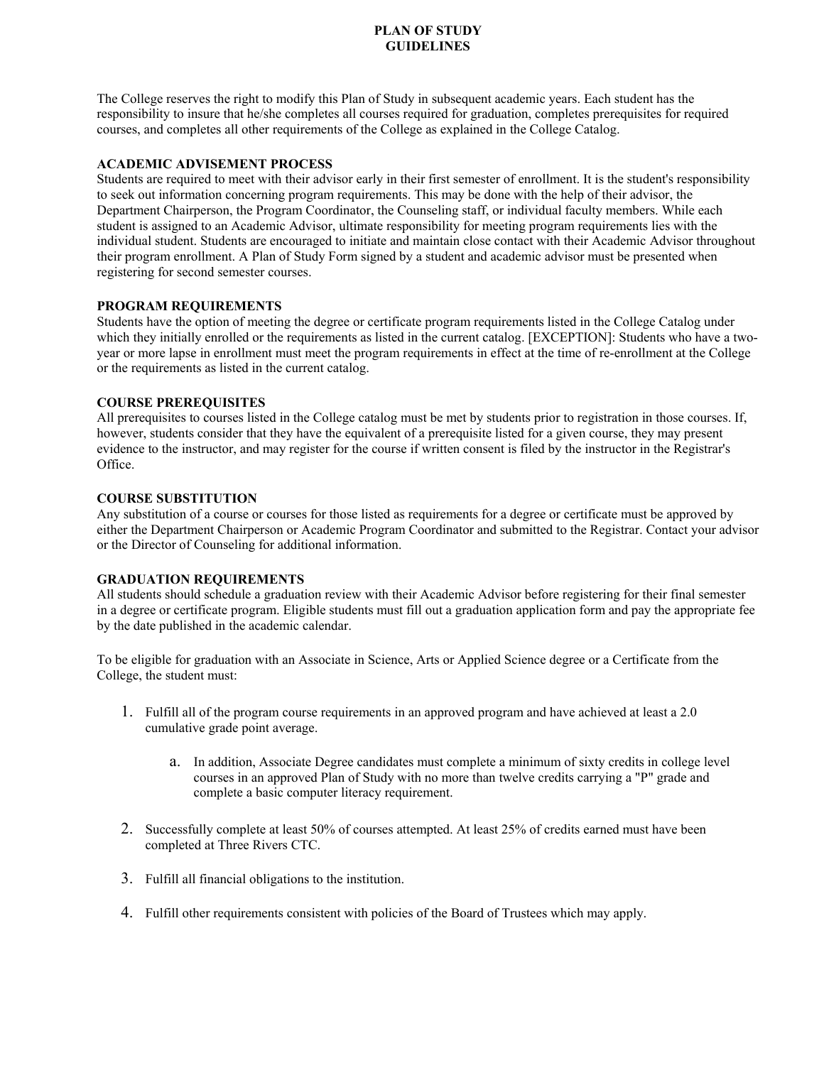# PLAN OF STUDY GUIDELINES

The College reserves the right to modify this Plan of Study in subsequent academic years. Each student has the responsibility to insure that he/she completes all courses required for graduation, completes prerequisites for required courses, and completes all other requirements of the College as explained in the College Catalog.

## ACADEMIC ADVISEMENT PROCESS

Students are required to meet with their advisor early in their first semester of enrollment. It is the student's responsibility to seek out information concerning program requirements. This may be done with the help of their advisor, the Department Chairperson, the Program Coordinator, the Counseling staff, or individual faculty members. While each student is assigned to an Academic Advisor, ultimate responsibility for meeting program requirements lies with the individual student. Students are encouraged to initiate and maintain close contact with their Academic Advisor throughout their program enrollment. A Plan of Study Form signed by a student and academic advisor must be presented when registering for second semester courses.

## PROGRAM REQUIREMENTS

Students have the option of meeting the degree or certificate program requirements listed in the College Catalog under which they initially enrolled or the requirements as listed in the current catalog. [EXCEPTION]: Students who have a two-year or more lapse in enrollment must meet the program requirements in effect at the time of re-enrollment at the College or the requirements as listed in the current catalog.

## COURSE PREREQUISITES

All prerequisites to courses listed in the College catalog must be met by students prior to registration in those courses. If, however, students consider that they have the equivalent of a prerequisite listed for a given course, they may present evidence to the instructor, and may register for the course if written consent is filed by the instructor in the Registrar's Office.

## COURSE SUBSTITUTION

Any substitution of a course or courses for those listed as requirements for a degree or certificate must be approved by either the Department Chairperson or Academic Program Coordinator and submitted to the Registrar. Contact your advisor or the Director of Counseling for additional information.

## GRADUATION REQUIREMENTS

All students should schedule a graduation review with their Academic Advisor before registering for their final semester in a degree or certificate program. Eligible students must fill out a graduation application form and pay the appropriate fee by the date published in the academic calendar.

To be eligible for graduation with an Associate in Science, Arts or Applied Science degree or a Certificate from the College, the student must:

1. Fulfill all of the program course requirements in an approved program and have achieved at least a 2.0 cumulative grade point average.

    a. In addition, Associate Degree candidates must complete a minimum of sixty credits in college level courses in an approved Plan of Study with no more than twelve credits carrying a "P" grade and complete a basic computer literacy requirement.

2. Successfully complete at least 50% of courses attempted. At least 25% of credits earned must have been completed at Three Rivers CTC.

3. Fulfill all financial obligations to the institution.

4. Fulfill other requirements consistent with policies of the Board of Trustees which may apply.